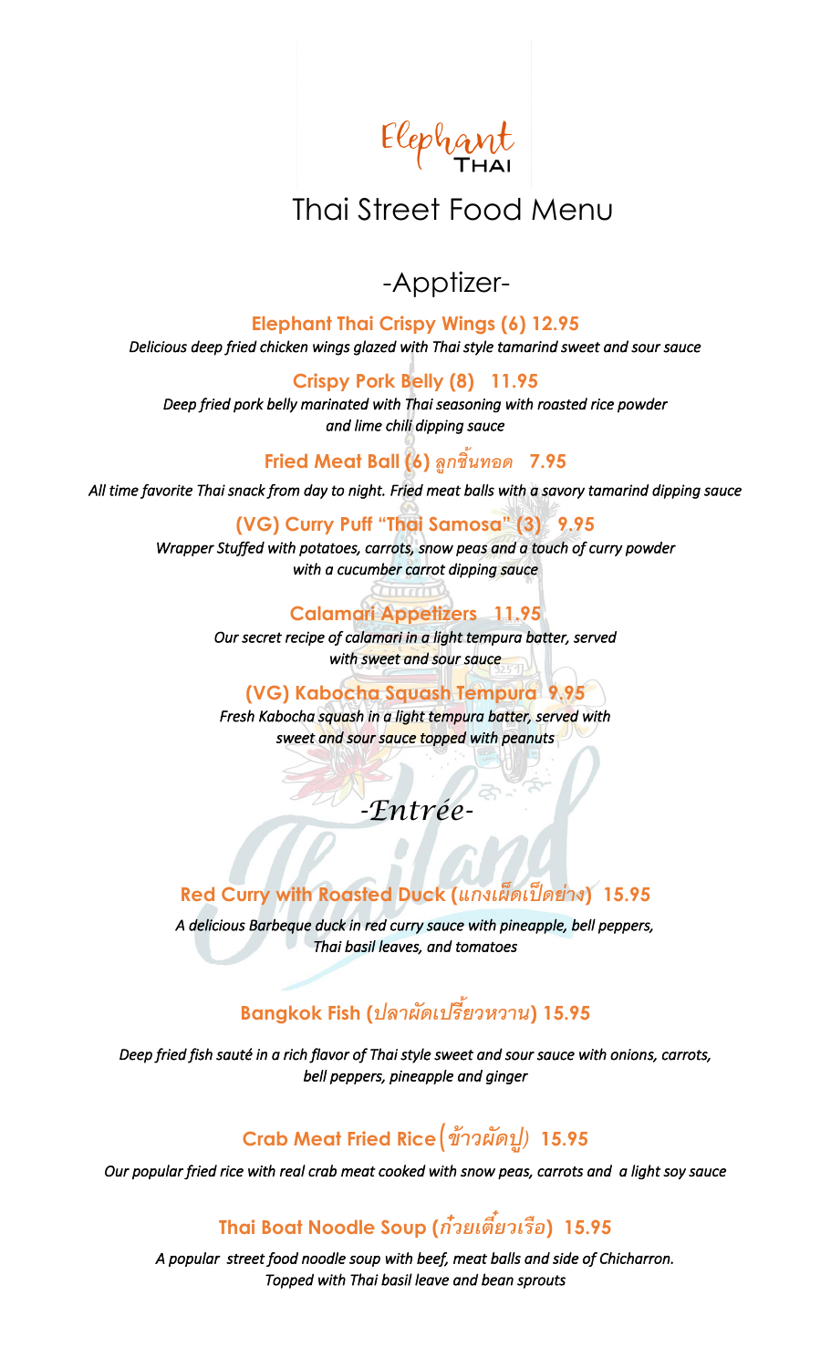# Elephant THAI

## Thai Street Food Menu

## -Apptizer-

### Elephant Thai Crispy Wings (6) 12.95

*Delicious deep fried chicken wings glazed with Thai style tamarind sweet and sour sauce*

### Crispy Pork Belly (8) 11.95

*Deep fried pork belly marinated with Thai seasoning with roasted rice powder and lime chili dipping sauce*

### Fried Meat Ball (6) ลูกชิ้นทอด 7.95

*All time favorite Thai snack from day to night. Fried meat balls with a savory tamarind dipping sauce*

### (VG) Curry Puff "Thai Samosa" (3) 9.95

*Wrapper Stuffed with potatoes, carrots, snow peas and a touch of curry powder with a cucumber carrot dipping sauce*

### Calamari Appetizers 11.95

*Our secret recipe of calamari in a light tempura batter, served with sweet and sour sauce*

### (VG) Kabocha Squash Tempura 9.95

*Fresh Kabocha squash in a light tempura batter, served with sweet and sour sauce topped with peanuts*

## -Entrée-

### Red Curry with Roasted Duck (แกงเผ็ดเป็ดย่าง) 15.95

*A delicious Barbeque duck in red curry sauce with pineapple, bell peppers, Thai basil leaves, and tomatoes*

### Bangkok Fish (ปลาผัดเปรี้ยวหวาน) 15.95

*Deep fried fish sauté in a rich flavor of Thai style sweet and sour sauce with onions, carrots, bell peppers, pineapple and ginger*

### Crab Meat Fried Rice (ข้าวผัดปู) 15.95

*Our popular fried rice with real crab meat cooked with snow peas, carrots and a light soy sauce*

### Thai Boat Noodle Soup (ก๋วยเตี๋ยวเรือ) 15.95

*A popular street food noodle soup with beef, meat balls and side of Chicharron. Topped with Thai basil leave and bean sprouts*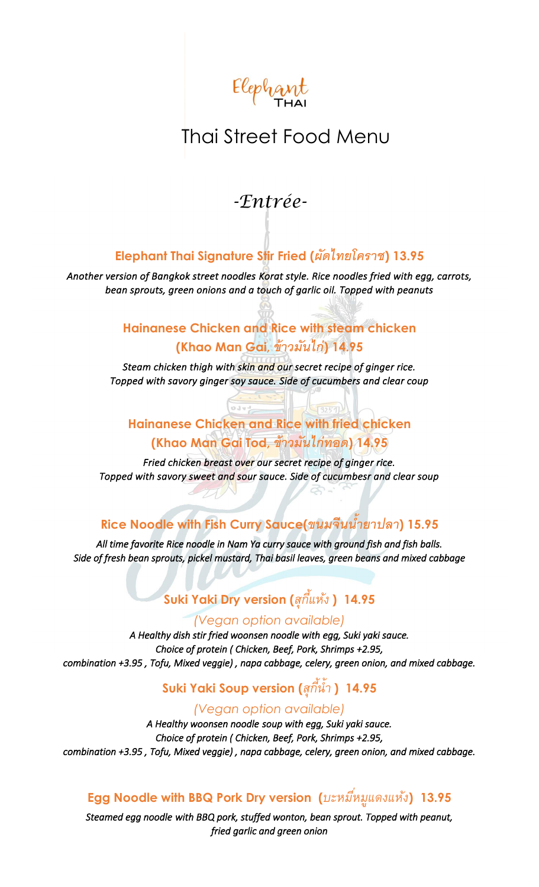Elephant THAI

# Thai Street Food Menu

## -Entrée-

### Elephant Thai Signature Stir Fried (ผัดไทยโคราช) 13.95

*Another version of Bangkok street noodles Korat style. Rice noodles fried with egg, carrots, bean sprouts, green onions and a touch of garlic oil. Topped with peanuts*

### Hainanese Chicken and Rice with steam chicken (Khao Man Gai, ข้าวมันไก่) 14.95

*Steam chicken thigh with skin and our secret recipe of ginger rice. Topped with savory ginger soy sauce. Side of cucumbers and clear coup*

### Hainanese Chicken and Rice with fried chicken (Khao Man Gai Tod, ข้าวมันไก่ทอด) 14.95

*Fried chicken breast over our secret recipe of ginger rice. Topped with savory sweet and sour sauce. Side of cucumbesr and clear soup*

### Rice Noodle with Fish Curry Sauce(ขนมจีนน้ำยาปลา) 15.95

*All time favorite Rice noodle in Nam Ya curry sauce with ground fish and fish balls. Side of fresh bean sprouts, pickel mustard, Thai basil leaves, green beans and mixed cabbage*

### Suki Yaki Dry version (สุกี้แห้ง ) 14.95

*(Vegan option available)*

*A Healthy dish stir fried woonsen noodle with egg, Suki yaki sauce. Choice of protein ( Chicken, Beef, Pork, Shrimps +2.95, combination +3.95 , Tofu, Mixed veggie) , napa cabbage, celery, green onion, and mixed cabbage.*

### Suki Yaki Soup version (สุกี้น้ำ ) 14.95

*(Vegan option available)*

*A Healthy woonsen noodle soup with egg, Suki yaki sauce. Choice of protein ( Chicken, Beef, Pork, Shrimps +2.95, combination +3.95 , Tofu, Mixed veggie) , napa cabbage, celery, green onion, and mixed cabbage.*

### Egg Noodle with BBQ Pork Dry version (บะหมี่หมูแดงแห้ง) 13.95

*Steamed egg noodle with BBQ pork, stuffed wonton, bean sprout. Topped with peanut, fried garlic and green onion*